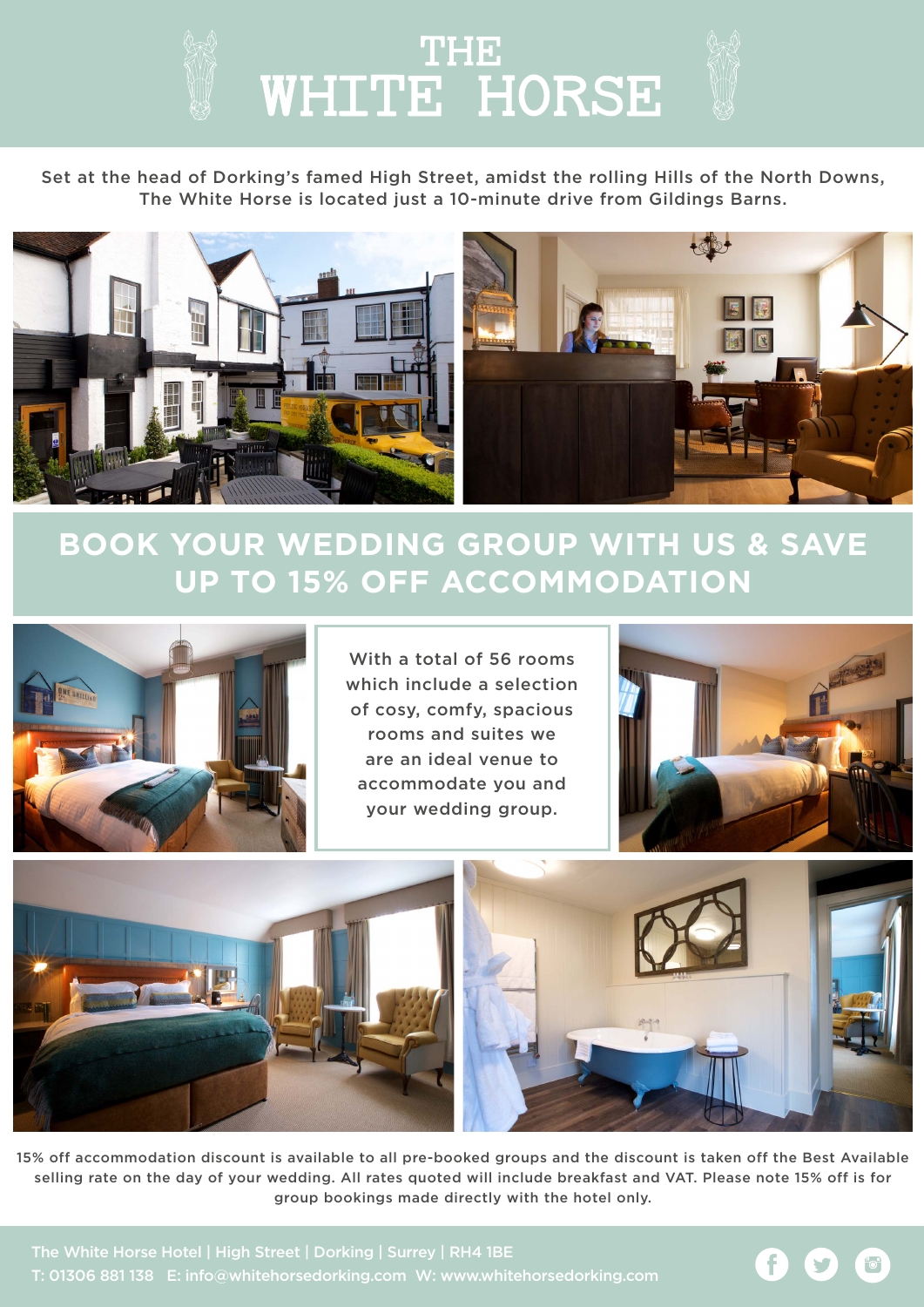# THE WHITE HORSE

Set at the head of Dorking's famed High Street, amidst the rolling Hills of the North Downs, The White Horse is located just a 10-minute drive from Gildings Barns.

## BOOK YOUR WEDDING GROUP WITH US & SAVE UP TO 15% OFF ACCOMMODATION

With a total of 56 rooms which include a selection of cosy, comfy, spacious rooms and suites we are an ideal venue to accommodate you and your wedding group.

15% off accommodation discount is available to all pre-booked groups and the discount is taken off the Best Available selling rate on the day of your wedding. All rates quoted will include breakfast and VAT. Please note 15% off is for group bookings made directly with the hotel only.

The White Horse Hotel | High Street | Dorking | Surrey | RH4 1BE
T: 01306 881 138 E: info@whitehorsedorking.com W: www.whitehorsedorking.com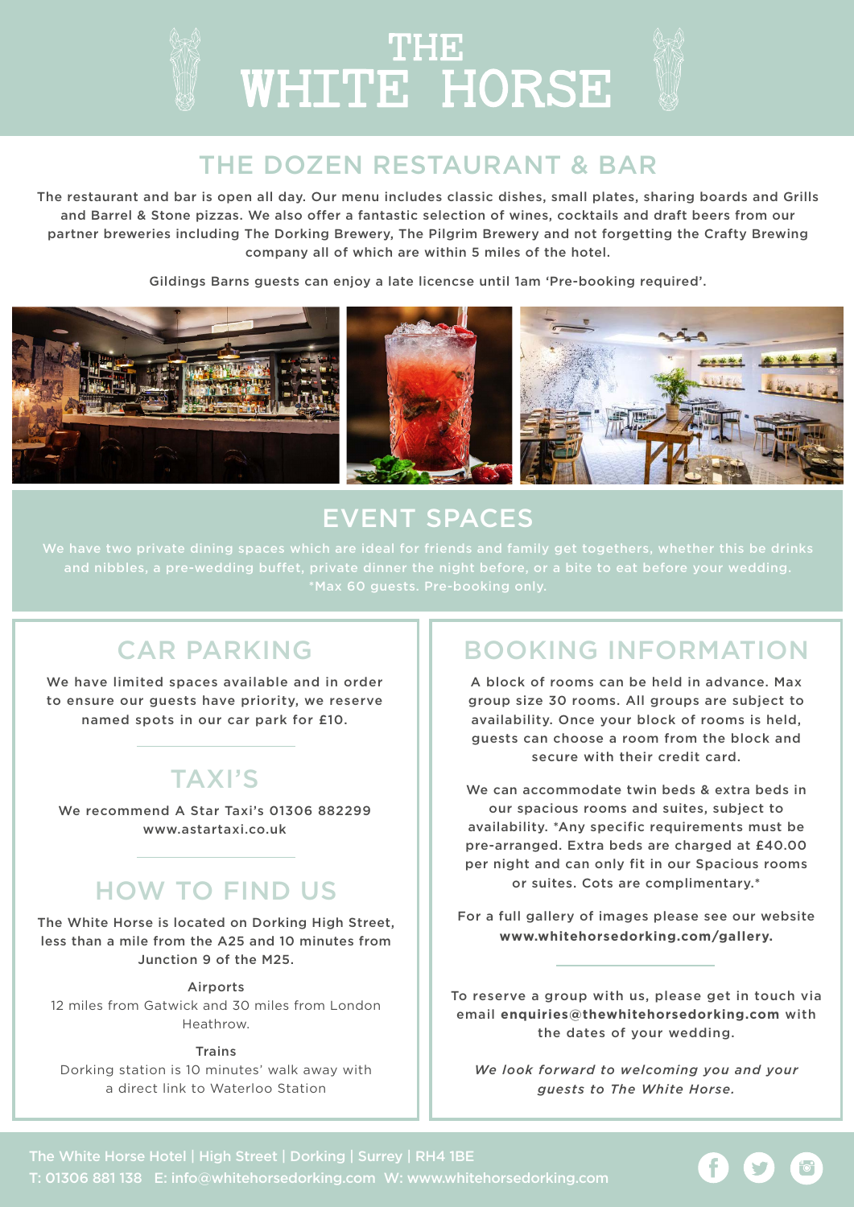# THE WHITE HORSE

## THE DOZEN RESTAURANT & BAR

The restaurant and bar is open all day. Our menu includes classic dishes, small plates, sharing boards and Grills and Barrel & Stone pizzas. We also offer a fantastic selection of wines, cocktails and draft beers from our partner breweries including The Dorking Brewery, The Pilgrim Brewery and not forgetting the Crafty Brewing company all of which are within 5 miles of the hotel.

Gildings Barns guests can enjoy a late licencse until 1am 'Pre-booking required'.

## EVENT SPACES

We have two private dining spaces which are ideal for friends and family get togethers, whether this be drinks and nibbles, a pre-wedding buffet, private dinner the night before, or a bite to eat before your wedding. *Max 60 guests. Pre-booking only.

## CAR PARKING

We have limited spaces available and in order to ensure our guests have priority, we reserve named spots in our car park for £10.

## TAXI'S

We recommend A Star Taxi's 01306 882299 www.astartaxi.co.uk

## HOW TO FIND US

The White Horse is located on Dorking High Street, less than a mile from the A25 and 10 minutes from Junction 9 of the M25.

Airports
12 miles from Gatwick and 30 miles from London Heathrow.

Trains
Dorking station is 10 minutes' walk away with a direct link to Waterloo Station

## BOOKING INFORMATION

A block of rooms can be held in advance. Max group size 30 rooms. All groups are subject to availability. Once your block of rooms is held, guests can choose a room from the block and secure with their credit card.

We can accommodate twin beds & extra beds in our spacious rooms and suites, subject to availability. *Any specific requirements must be pre-arranged. Extra beds are charged at £40.00 per night and can only fit in our Spacious rooms or suites. Cots are complimentary.*

For a full gallery of images please see our website **www.whitehorsedorking.com/gallery.**

To reserve a group with us, please get in touch via email **enquiries@thewhitehorsedorking.com** with the dates of your wedding.

*We look forward to welcoming you and your guests to The White Horse.*

The White Horse Hotel | High Street | Dorking | Surrey | RH4 1BE
T: 01306 881 138 E: info@whitehorsedorking.com W: www.whitehorsedorking.com